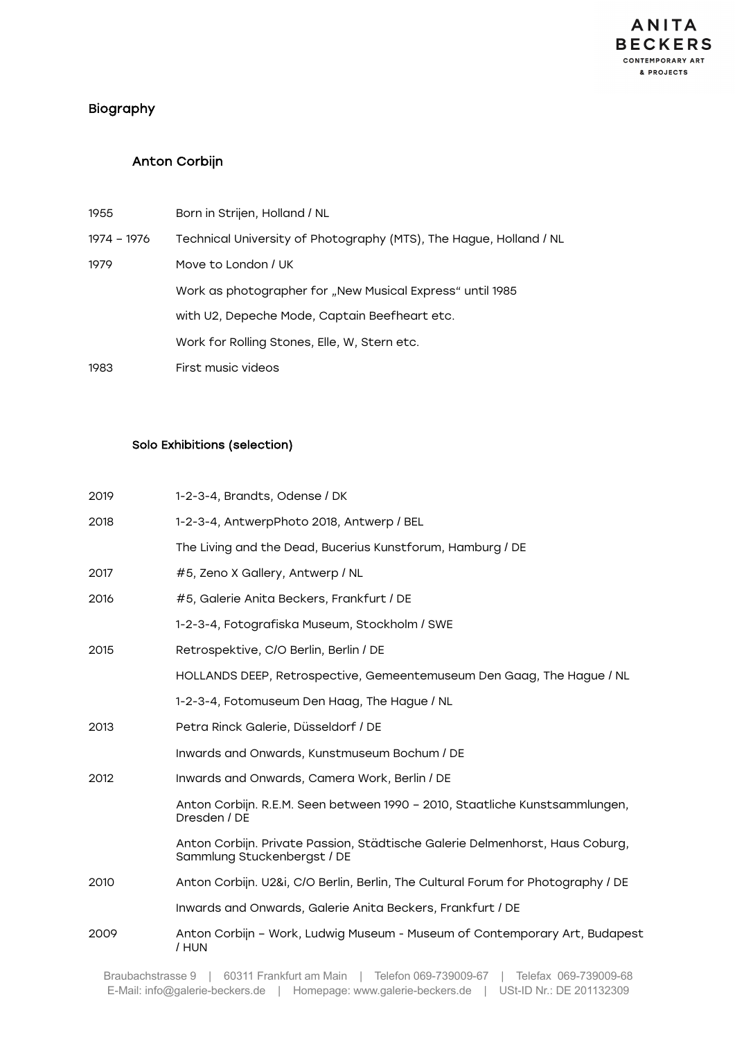## Biography

### Anton Corbijn

| | |
|---|---|
| 1955 | Born in Strijen, Holland / NL |
| 1974 – 1976 | Technical University of Photography (MTS), The Hague, Holland / NL |
| 1979 | Move to London / UK |
| | Work as photographer for „New Musical Express“ until 1985 |
| | with U2, Depeche Mode, Captain Beefheart etc. |
| | Work for Rolling Stones, Elle, W, Stern etc. |
| 1983 | First music videos |

### Solo Exhibitions (selection)

| | |
|---|---|
| 2019 | 1-2-3-4, Brandts, Odense / DK |
| 2018 | 1-2-3-4, AntwerpPhoto 2018, Antwerp / BEL |
| | The Living and the Dead, Bucerius Kunstforum, Hamburg / DE |
| 2017 | #5, Zeno X Gallery, Antwerp / NL |
| 2016 | #5, Galerie Anita Beckers, Frankfurt / DE |
| | 1-2-3-4, Fotografiska Museum, Stockholm / SWE |
| 2015 | Retrospektive, C/O Berlin, Berlin / DE |
| | HOLLANDS DEEP, Retrospective, Gemeentemuseum Den Gaag, The Hague / NL |
| | 1-2-3-4, Fotomuseum Den Haag, The Hague / NL |
| 2013 | Petra Rinck Galerie, Düsseldorf / DE |
| | Inwards and Onwards, Kunstmuseum Bochum / DE |
| 2012 | Inwards and Onwards, Camera Work, Berlin / DE |
| | Anton Corbijn. R.E.M. Seen between 1990 – 2010, Staatliche Kunstsammlungen, Dresden / DE |
| | Anton Corbijn. Private Passion, Städtische Galerie Delmenhorst, Haus Coburg, Sammlung Stuckenbergst / DE |
| 2010 | Anton Corbijn. U2&i, C/O Berlin, Berlin, The Cultural Forum for Photography / DE |
| | Inwards and Onwards, Galerie Anita Beckers, Frankfurt / DE |
| 2009 | Anton Corbijn – Work, Ludwig Museum - Museum of Contemporary Art, Budapest / HUN |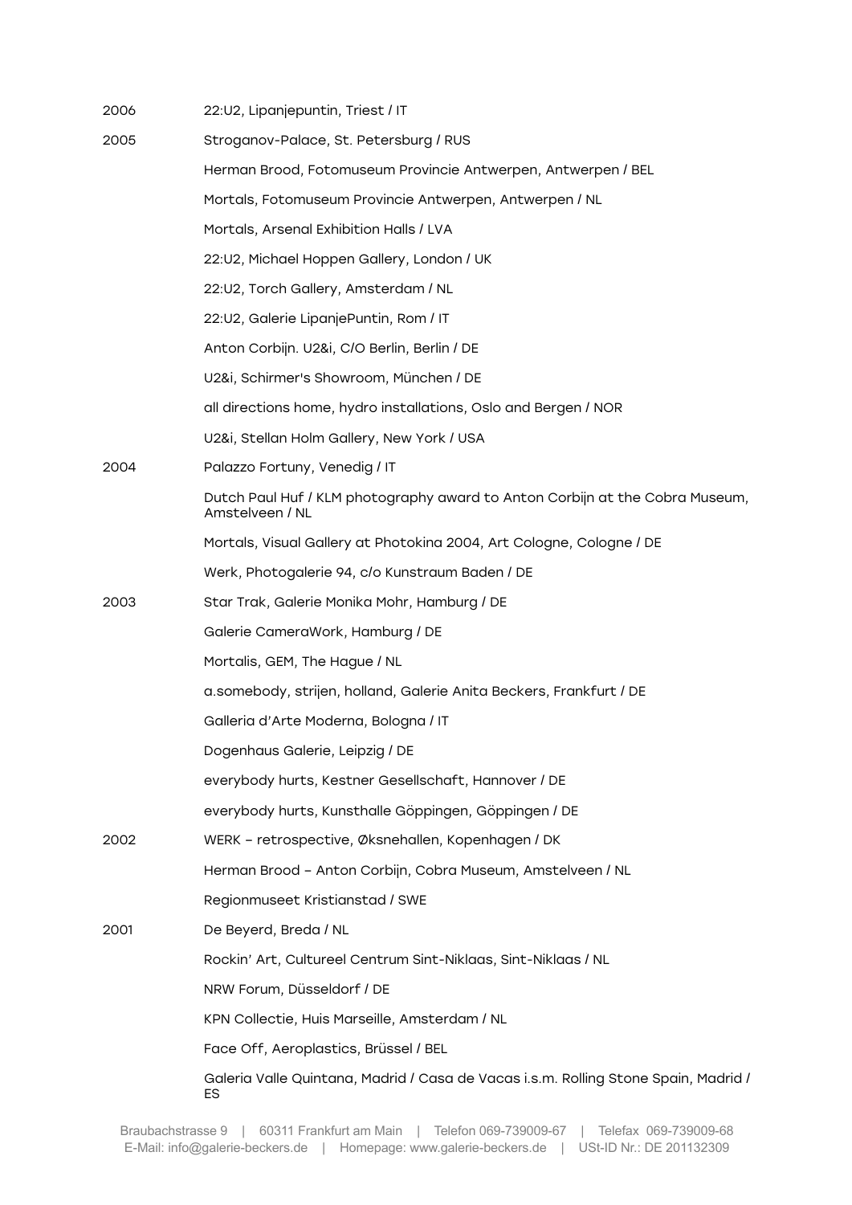| | |
|---|---|
| 2006 | 22:U2, Lipanjepuntin, Triest / IT |
| 2005 | Stroganov-Palace, St. Petersburg / RUS |
| | Herman Brood, Fotomuseum Provincie Antwerpen, Antwerpen / BEL |
| | Mortals, Fotomuseum Provincie Antwerpen, Antwerpen / NL |
| | Mortals, Arsenal Exhibition Halls / LVA |
| | 22:U2, Michael Hoppen Gallery, London / UK |
| | 22:U2, Torch Gallery, Amsterdam / NL |
| | 22:U2, Galerie LipanjePuntin, Rom / IT |
| | Anton Corbijn. U2&i, C/O Berlin, Berlin / DE |
| | U2&i, Schirmer's Showroom, München / DE |
| | all directions home, hydro installations, Oslo and Bergen / NOR |
| | U2&i, Stellan Holm Gallery, New York / USA |
| 2004 | Palazzo Fortuny, Venedig / IT |
| | Dutch Paul Huf / KLM photography award to Anton Corbijn at the Cobra Museum, Amstelveen / NL |
| | Mortals, Visual Gallery at Photokina 2004, Art Cologne, Cologne / DE |
| | Werk, Photogalerie 94, c/o Kunstraum Baden / DE |
| 2003 | Star Trak, Galerie Monika Mohr, Hamburg / DE |
| | Galerie CameraWork, Hamburg / DE |
| | Mortalis, GEM, The Hague / NL |
| | a.somebody, strijen, holland, Galerie Anita Beckers, Frankfurt / DE |
| | Galleria d'Arte Moderna, Bologna / IT |
| | Dogenhaus Galerie, Leipzig / DE |
| | everybody hurts, Kestner Gesellschaft, Hannover / DE |
| | everybody hurts, Kunsthalle Göppingen, Göppingen / DE |
| 2002 | WERK – retrospective, Øksnehallen, Kopenhagen / DK |
| | Herman Brood – Anton Corbijn, Cobra Museum, Amstelveen / NL |
| | Regionmuseet Kristianstad / SWE |
| 2001 | De Beyerd, Breda / NL |
| | Rockin' Art, Cultureel Centrum Sint-Niklaas, Sint-Niklaas / NL |
| | NRW Forum, Düsseldorf / DE |
| | KPN Collectie, Huis Marseille, Amsterdam / NL |
| | Face Off, Aeroplastics, Brüssel / BEL |
| | Galeria Valle Quintana, Madrid / Casa de Vacas i.s.m. Rolling Stone Spain, Madrid / ES |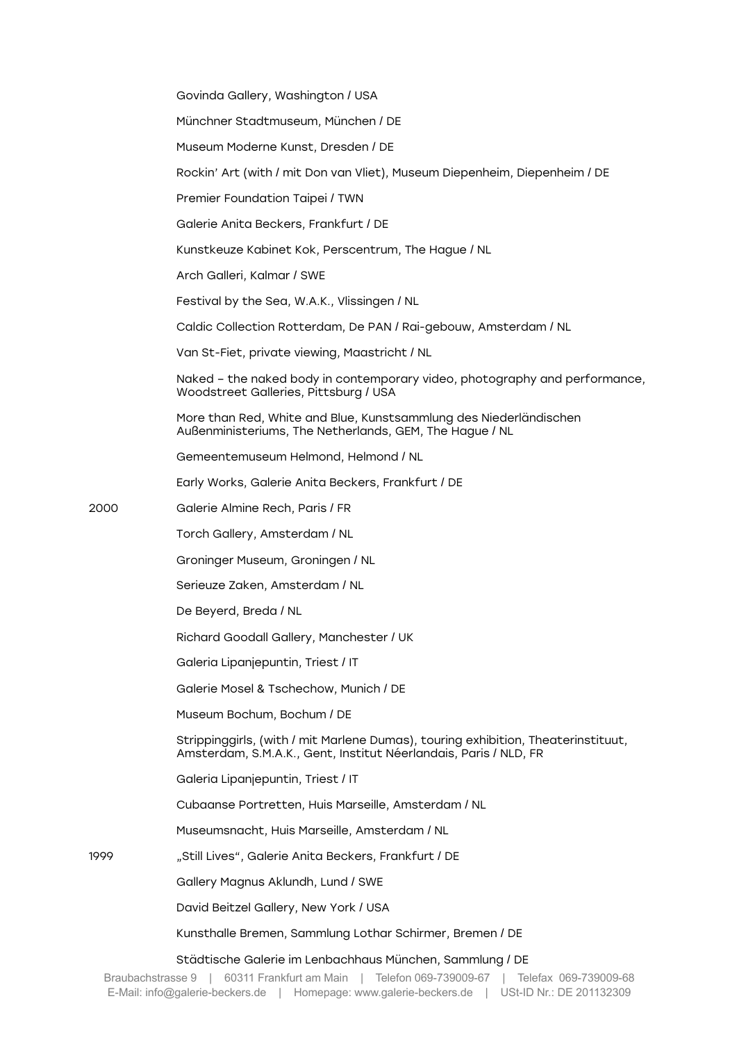Govinda Gallery, Washington / USA

Münchner Stadtmuseum, München / DE

Museum Moderne Kunst, Dresden / DE

Rockin' Art (with / mit Don van Vliet), Museum Diepenheim, Diepenheim / DE

Premier Foundation Taipei / TWN

Galerie Anita Beckers, Frankfurt / DE

Kunstkeuze Kabinet Kok, Perscentrum, The Hague / NL

Arch Galleri, Kalmar / SWE

Festival by the Sea, W.A.K., Vlissingen / NL

Caldic Collection Rotterdam, De PAN / Rai-gebouw, Amsterdam / NL

Van St-Fiet, private viewing, Maastricht / NL

Naked – the naked body in contemporary video, photography and performance, Woodstreet Galleries, Pittsburg / USA

More than Red, White and Blue, Kunstsammlung des Niederländischen Außenministeriums, The Netherlands, GEM, The Hague / NL

Gemeentemuseum Helmond, Helmond / NL

Early Works, Galerie Anita Beckers, Frankfurt / DE

2000 Galerie Almine Rech, Paris / FR

Torch Gallery, Amsterdam / NL

Groninger Museum, Groningen / NL

Serieuze Zaken, Amsterdam / NL

De Beyerd, Breda / NL

Richard Goodall Gallery, Manchester / UK

Galeria Lipanjepuntin, Triest / IT

Galerie Mosel & Tschechow, Munich / DE

Museum Bochum, Bochum / DE

Strippinggirls, (with / mit Marlene Dumas), touring exhibition, Theaterinstituut, Amsterdam, S.M.A.K., Gent, Institut Néerlandais, Paris / NLD, FR

Galeria Lipanjepuntin, Triest / IT

Cubaanse Portretten, Huis Marseille, Amsterdam / NL

Museumsnacht, Huis Marseille, Amsterdam / NL

1999 „Still Lives", Galerie Anita Beckers, Frankfurt / DE

Gallery Magnus Aklundh, Lund / SWE

David Beitzel Gallery, New York / USA

Kunsthalle Bremen, Sammlung Lothar Schirmer, Bremen / DE

Städtische Galerie im Lenbachhaus München, Sammlung / DE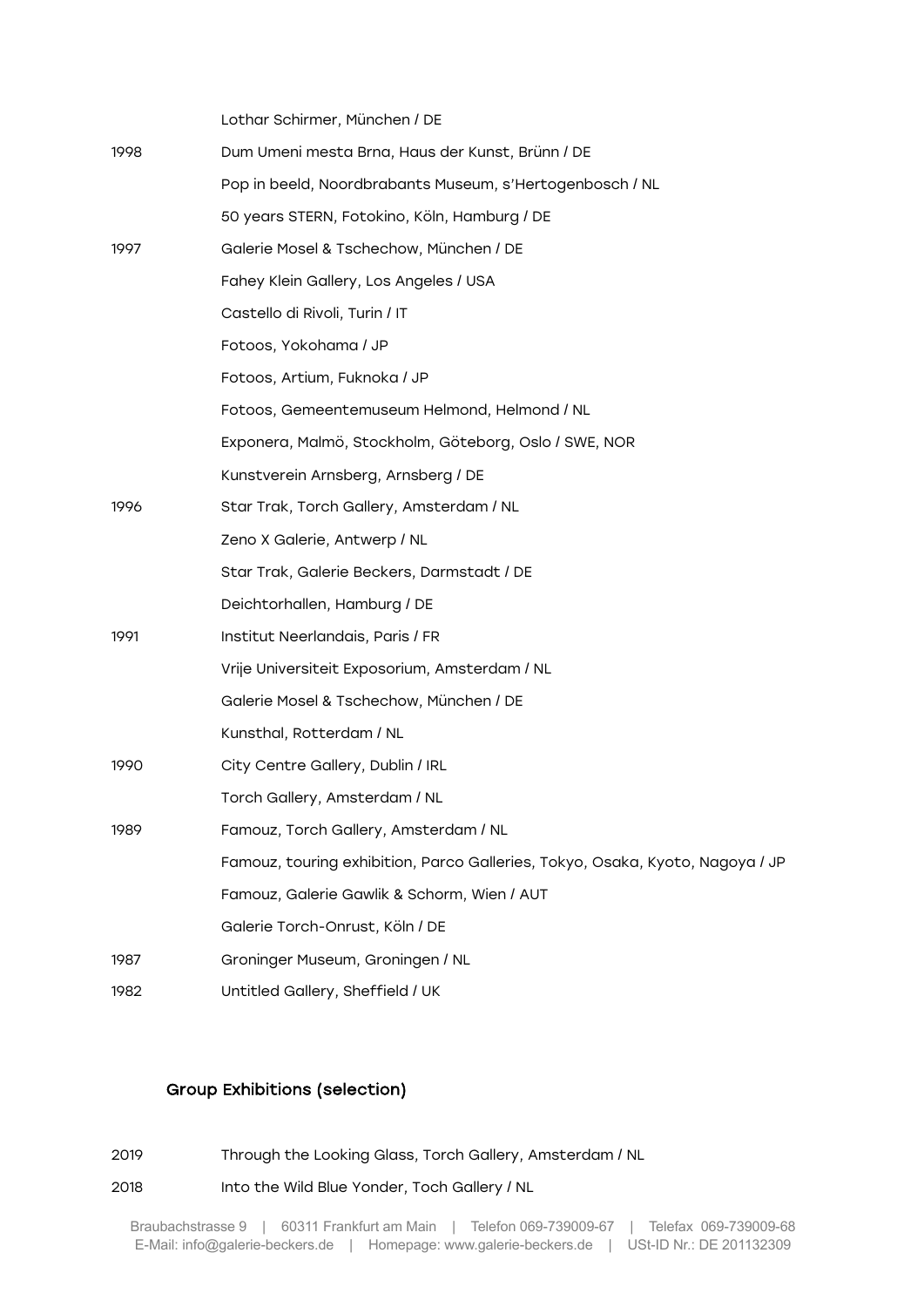| | |
|---|---|
| | Lothar Schirmer, München / DE |
| 1998 | Dum Umeni mesta Brna, Haus der Kunst, Brünn / DE |
| | Pop in beeld, Noordbrabants Museum, s'Hertogenbosch / NL |
| | 50 years STERN, Fotokino, Köln, Hamburg / DE |
| 1997 | Galerie Mosel & Tschechow, München / DE |
| | Fahey Klein Gallery, Los Angeles / USA |
| | Castello di Rivoli, Turin / IT |
| | Fotoos, Yokohama / JP |
| | Fotoos, Artium, Fuknoka / JP |
| | Fotoos, Gemeentemuseum Helmond, Helmond / NL |
| | Exponera, Malmö, Stockholm, Göteborg, Oslo / SWE, NOR |
| | Kunstverein Arnsberg, Arnsberg / DE |
| 1996 | Star Trak, Torch Gallery, Amsterdam / NL |
| | Zeno X Galerie, Antwerp / NL |
| | Star Trak, Galerie Beckers, Darmstadt / DE |
| | Deichtorhallen, Hamburg / DE |
| 1991 | Institut Neerlandais, Paris / FR |
| | Vrije Universiteit Exposorium, Amsterdam / NL |
| | Galerie Mosel & Tschechow, München / DE |
| | Kunsthal, Rotterdam / NL |
| 1990 | City Centre Gallery, Dublin / IRL |
| | Torch Gallery, Amsterdam / NL |
| 1989 | Famouz, Torch Gallery, Amsterdam / NL |
| | Famouz, touring exhibition, Parco Galleries, Tokyo, Osaka, Kyoto, Nagoya / JP |
| | Famouz, Galerie Gawlik & Schorm, Wien / AUT |
| | Galerie Torch-Onrust, Köln / DE |
| 1987 | Groninger Museum, Groningen / NL |
| 1982 | Untitled Gallery, Sheffield / UK |

## Group Exhibitions (selection)

| | |
|---|---|
| 2019 | Through the Looking Glass, Torch Gallery, Amsterdam / NL |
| 2018 | Into the Wild Blue Yonder, Toch Gallery / NL |

Braubachstrasse 9 | 60311 Frankfurt am Main | Telefon 069-739009-67 | Telefax 069-739009-68
E-Mail: info@galerie-beckers.de | Homepage: www.galerie-beckers.de | USt-ID Nr.: DE 201132309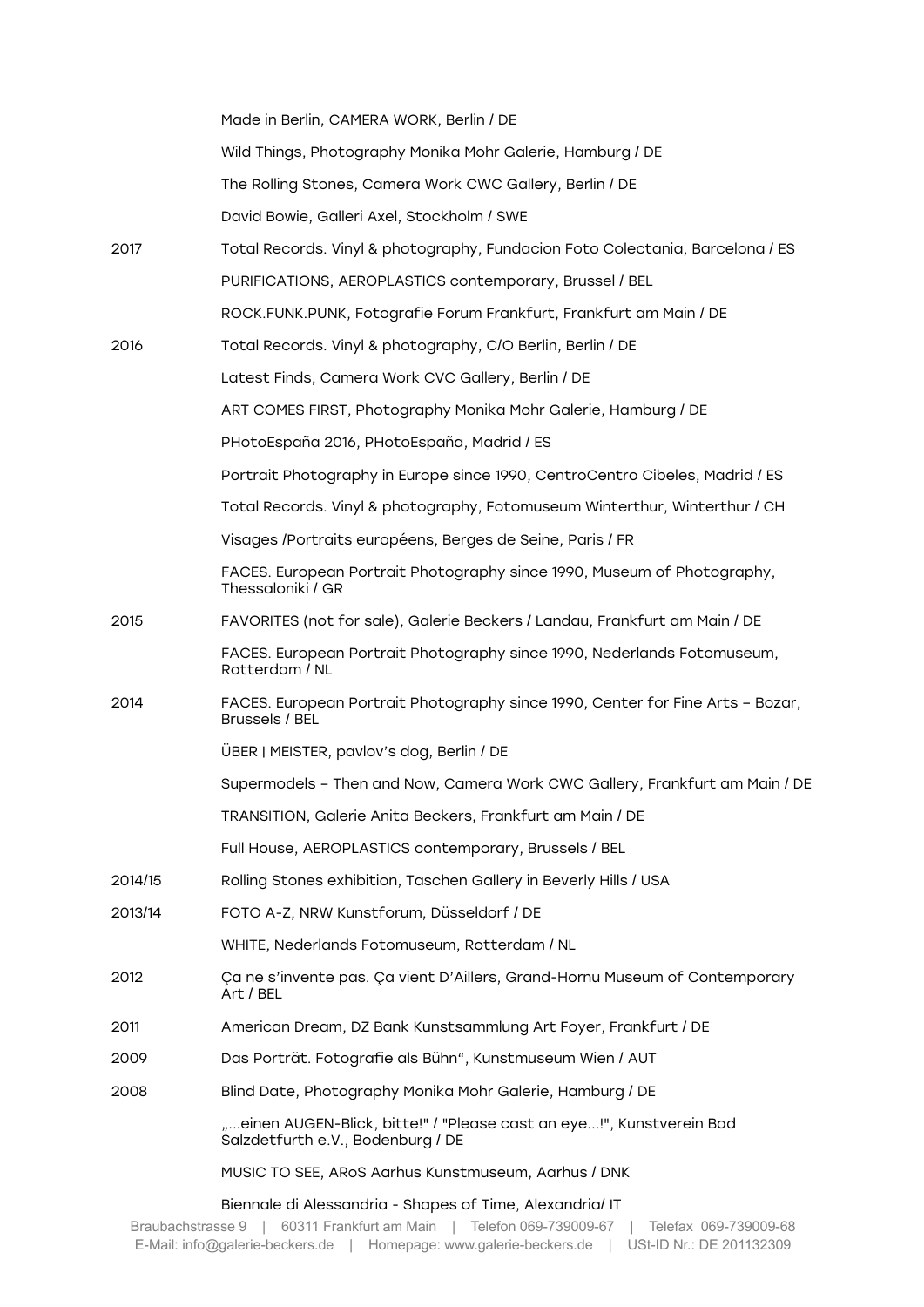| | |
|---|---|
| | Made in Berlin, CAMERA WORK, Berlin / DE |
| | Wild Things, Photography Monika Mohr Galerie, Hamburg / DE |
| | The Rolling Stones, Camera Work CWC Gallery, Berlin / DE |
| | David Bowie, Galleri Axel, Stockholm / SWE |
| 2017 | Total Records. Vinyl & photography, Fundacion Foto Colectania, Barcelona / ES |
| | PURIFICATIONS, AEROPLASTICS contemporary, Brussel / BEL |
| | ROCK.FUNK.PUNK, Fotografie Forum Frankfurt, Frankfurt am Main / DE |
| 2016 | Total Records. Vinyl & photography, C/O Berlin, Berlin / DE |
| | Latest Finds, Camera Work CVC Gallery, Berlin / DE |
| | ART COMES FIRST, Photography Monika Mohr Galerie, Hamburg / DE |
| | PHotoEspaña 2016, PHotoEspaña, Madrid / ES |
| | Portrait Photography in Europe since 1990, CentroCentro Cibeles, Madrid / ES |
| | Total Records. Vinyl & photography, Fotomuseum Winterthur, Winterthur / CH |
| | Visages /Portraits européens, Berges de Seine, Paris / FR |
| | FACES. European Portrait Photography since 1990, Museum of Photography, Thessaloniki / GR |
| 2015 | FAVORITES (not for sale), Galerie Beckers / Landau, Frankfurt am Main / DE |
| | FACES. European Portrait Photography since 1990, Nederlands Fotomuseum, Rotterdam / NL |
| 2014 | FACES. European Portrait Photography since 1990, Center for Fine Arts – Bozar, Brussels / BEL |
| | ÜBER \| MEISTER, pavlov's dog, Berlin / DE |
| | Supermodels – Then and Now, Camera Work CWC Gallery, Frankfurt am Main / DE |
| | TRANSITION, Galerie Anita Beckers, Frankfurt am Main / DE |
| | Full House, AEROPLASTICS contemporary, Brussels / BEL |
| 2014/15 | Rolling Stones exhibition, Taschen Gallery in Beverly Hills / USA |
| 2013/14 | FOTO A-Z, NRW Kunstforum, Düsseldorf / DE |
| | WHITE, Nederlands Fotomuseum, Rotterdam / NL |
| 2012 | Ça ne s'invente pas. Ça vient D'Aillers, Grand-Hornu Museum of Contemporary Art / BEL |
| 2011 | American Dream, DZ Bank Kunstsammlung Art Foyer, Frankfurt / DE |
| 2009 | Das Porträt. Fotografie als Bühn", Kunstmuseum Wien / AUT |
| 2008 | Blind Date, Photography Monika Mohr Galerie, Hamburg / DE |
| | „...einen AUGEN-Blick, bitte!" / "Please cast an eye...!", Kunstverein Bad Salzdetfurth e.V., Bodenburg / DE |
| | MUSIC TO SEE, ARoS Aarhus Kunstmuseum, Aarhus / DNK |
| | Biennale di Alessandria - Shapes of Time, Alexandria/ IT |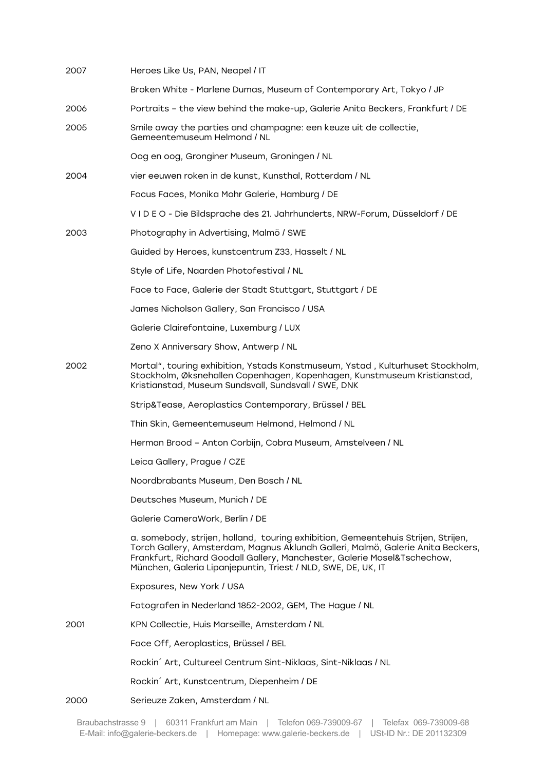2007 Heroes Like Us, PAN, Neapel / IT

Broken White - Marlene Dumas, Museum of Contemporary Art, Tokyo / JP

2006 Portraits – the view behind the make-up, Galerie Anita Beckers, Frankfurt / DE

2005 Smile away the parties and champagne: een keuze uit de collectie, Gemeentemuseum Helmond / NL

Oog en oog, Gronginer Museum, Groningen / NL

2004 vier eeuwen roken in de kunst, Kunsthal, Rotterdam / NL

Focus Faces, Monika Mohr Galerie, Hamburg / DE

V I D E O - Die Bildsprache des 21. Jahrhunderts, NRW-Forum, Düsseldorf / DE

2003 Photography in Advertising, Malmö / SWE

Guided by Heroes, kunstcentrum Z33, Hasselt / NL

Style of Life, Naarden Photofestival / NL

Face to Face, Galerie der Stadt Stuttgart, Stuttgart / DE

James Nicholson Gallery, San Francisco / USA

Galerie Clairefontaine, Luxemburg / LUX

Zeno X Anniversary Show, Antwerp / NL

2002 Mortal“, touring exhibition, Ystads Konstmuseum, Ystad , Kulturhuset Stockholm, Stockholm, Øksnehallen Copenhagen, Kopenhagen, Kunstmuseum Kristianstad, Kristianstad, Museum Sundsvall, Sundsvall / SWE, DNK

Strip&Tease, Aeroplastics Contemporary, Brüssel / BEL

Thin Skin, Gemeentemuseum Helmond, Helmond / NL

Herman Brood – Anton Corbijn, Cobra Museum, Amstelveen / NL

Leica Gallery, Prague / CZE

Noordbrabants Museum, Den Bosch / NL

Deutsches Museum, Munich / DE

Galerie CameraWork, Berlin / DE

a. somebody, strijen, holland, touring exhibition, Gemeentehuis Strijen, Strijen, Torch Gallery, Amsterdam, Magnus Aklundh Galleri, Malmö, Galerie Anita Beckers, Frankfurt, Richard Goodall Gallery, Manchester, Galerie Mosel&Tschechow, München, Galeria Lipanjepuntin, Triest / NLD, SWE, DE, UK, IT

Exposures, New York / USA

Fotografen in Nederland 1852-2002, GEM, The Hague / NL

2001 KPN Collectie, Huis Marseille, Amsterdam / NL

Face Off, Aeroplastics, Brüssel / BEL

Rockin´ Art, Cultureel Centrum Sint-Niklaas, Sint-Niklaas / NL

Rockin´ Art, Kunstcentrum, Diepenheim / DE

2000 Serieuze Zaken, Amsterdam / NL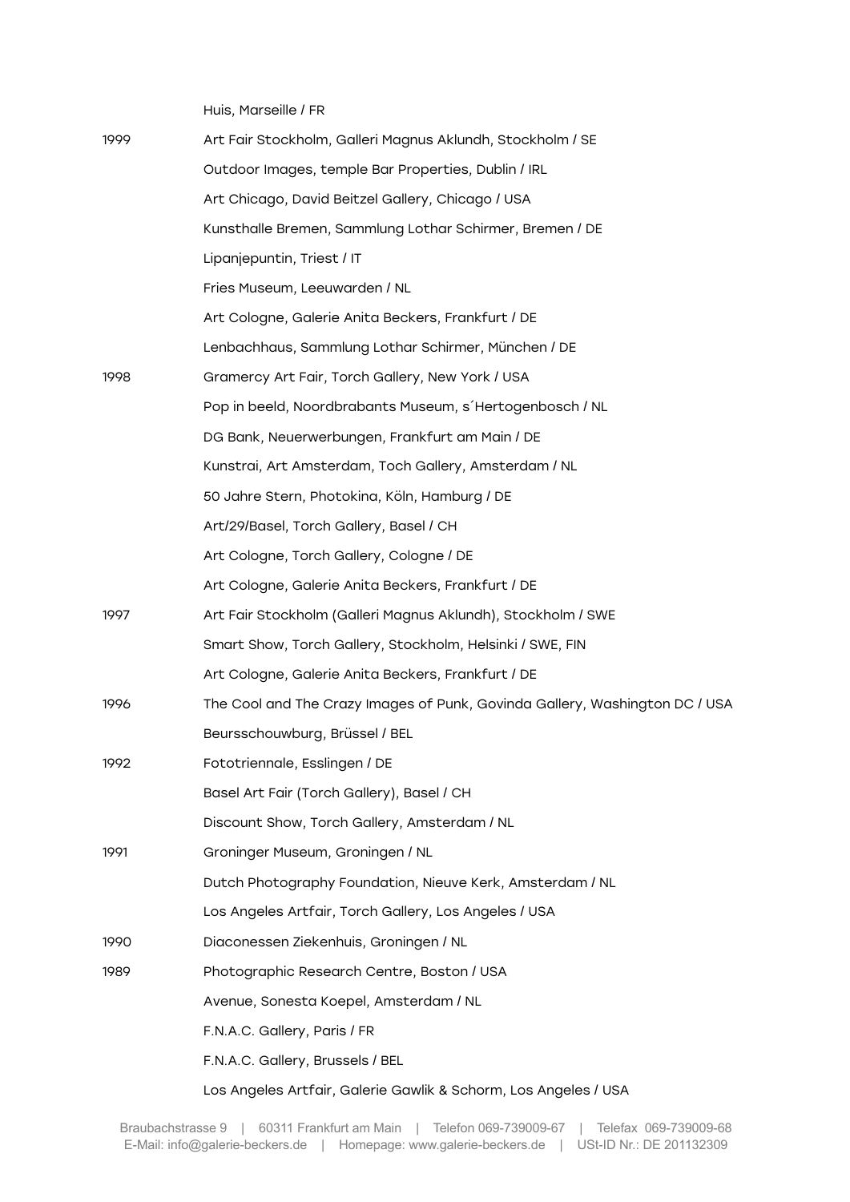Huis, Marseille / FR

1999 Art Fair Stockholm, Galleri Magnus Aklundh, Stockholm / SE

Outdoor Images, temple Bar Properties, Dublin / IRL

Art Chicago, David Beitzel Gallery, Chicago / USA

Kunsthalle Bremen, Sammlung Lothar Schirmer, Bremen / DE

Lipanjepuntin, Triest / IT

Fries Museum, Leeuwarden / NL

Art Cologne, Galerie Anita Beckers, Frankfurt / DE

Lenbachhaus, Sammlung Lothar Schirmer, München / DE

1998 Gramercy Art Fair, Torch Gallery, New York / USA

Pop in beeld, Noordbrabants Museum, s´Hertogenbosch / NL

DG Bank, Neuerwerbungen, Frankfurt am Main / DE

Kunstrai, Art Amsterdam, Toch Gallery, Amsterdam / NL

50 Jahre Stern, Photokina, Köln, Hamburg / DE

Art/29/Basel, Torch Gallery, Basel / CH

Art Cologne, Torch Gallery, Cologne / DE

Art Cologne, Galerie Anita Beckers, Frankfurt / DE

1997 Art Fair Stockholm (Galleri Magnus Aklundh), Stockholm / SWE

Smart Show, Torch Gallery, Stockholm, Helsinki / SWE, FIN

Art Cologne, Galerie Anita Beckers, Frankfurt / DE

1996 The Cool and The Crazy Images of Punk, Govinda Gallery, Washington DC / USA

Beursschouwburg, Brüssel / BEL

1992 Fototriennale, Esslingen / DE

Basel Art Fair (Torch Gallery), Basel / CH

Discount Show, Torch Gallery, Amsterdam / NL

1991 Groninger Museum, Groningen / NL

Dutch Photography Foundation, Nieuve Kerk, Amsterdam / NL

Los Angeles Artfair, Torch Gallery, Los Angeles / USA

1990 Diaconessen Ziekenhuis, Groningen / NL

1989 Photographic Research Centre, Boston / USA

Avenue, Sonesta Koepel, Amsterdam / NL

F.N.A.C. Gallery, Paris / FR

F.N.A.C. Gallery, Brussels / BEL

Los Angeles Artfair, Galerie Gawlik & Schorm, Los Angeles / USA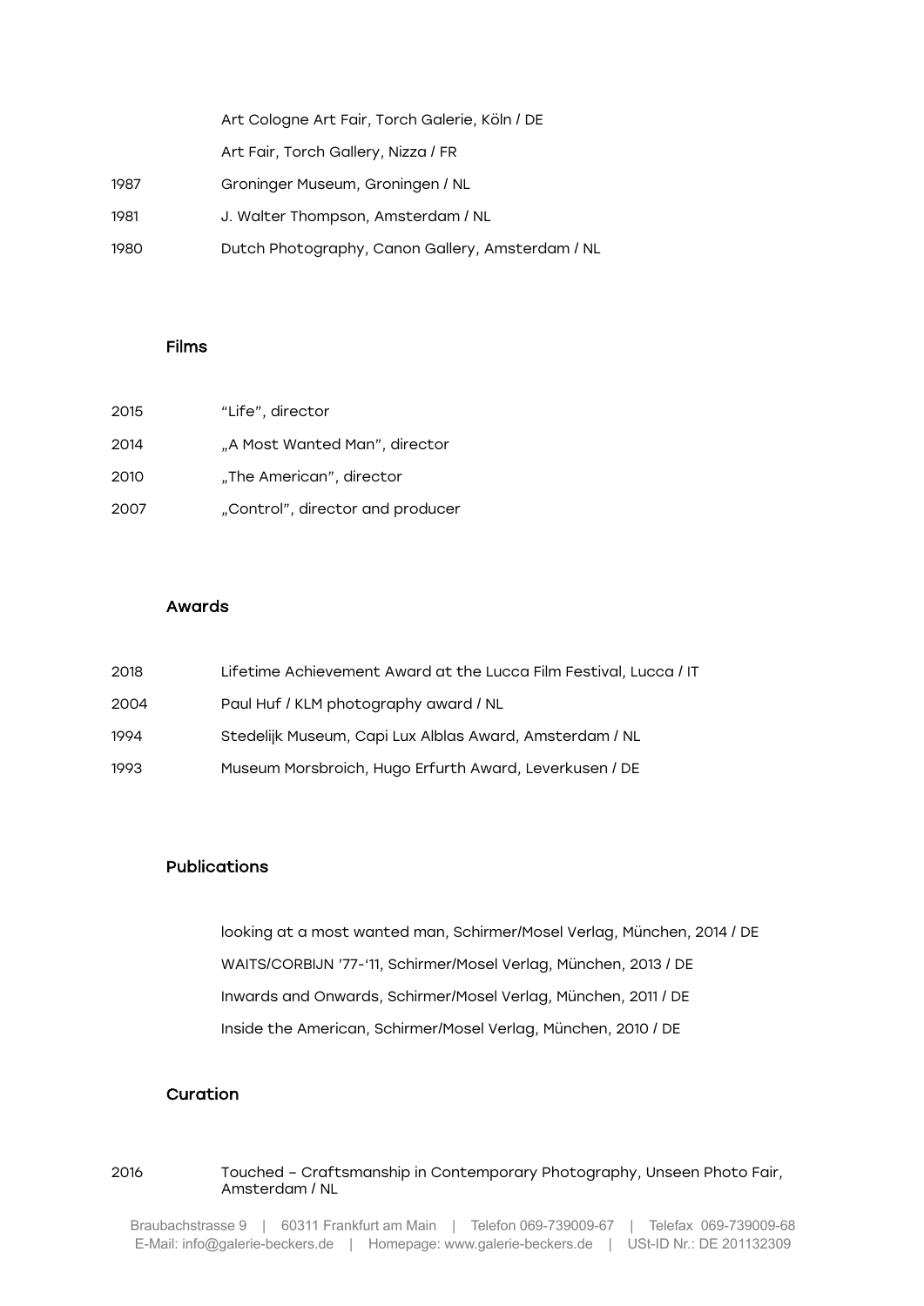Art Cologne Art Fair, Torch Galerie, Köln / DE

Art Fair, Torch Gallery, Nizza / FR

1987 Groninger Museum, Groningen / NL

1981 J. Walter Thompson, Amsterdam / NL

1980 Dutch Photography, Canon Gallery, Amsterdam / NL

## Films

2015 “Life”, director

2014 „A Most Wanted Man”, director

2010 „The American”, director

2007 „Control”, director and producer

## Awards

2018 Lifetime Achievement Award at the Lucca Film Festival, Lucca / IT

2004 Paul Huf / KLM photography award / NL

1994 Stedelijk Museum, Capi Lux Alblas Award, Amsterdam / NL

1993 Museum Morsbroich, Hugo Erfurth Award, Leverkusen / DE

## Publications

looking at a most wanted man, Schirmer/Mosel Verlag, München, 2014 / DE

WAITS/CORBIJN ’77-‘11, Schirmer/Mosel Verlag, München, 2013 / DE

Inwards and Onwards, Schirmer/Mosel Verlag, München, 2011 / DE

Inside the American, Schirmer/Mosel Verlag, München, 2010 / DE

## Curation

2016 Touched – Craftsmanship in Contemporary Photography, Unseen Photo Fair, Amsterdam / NL